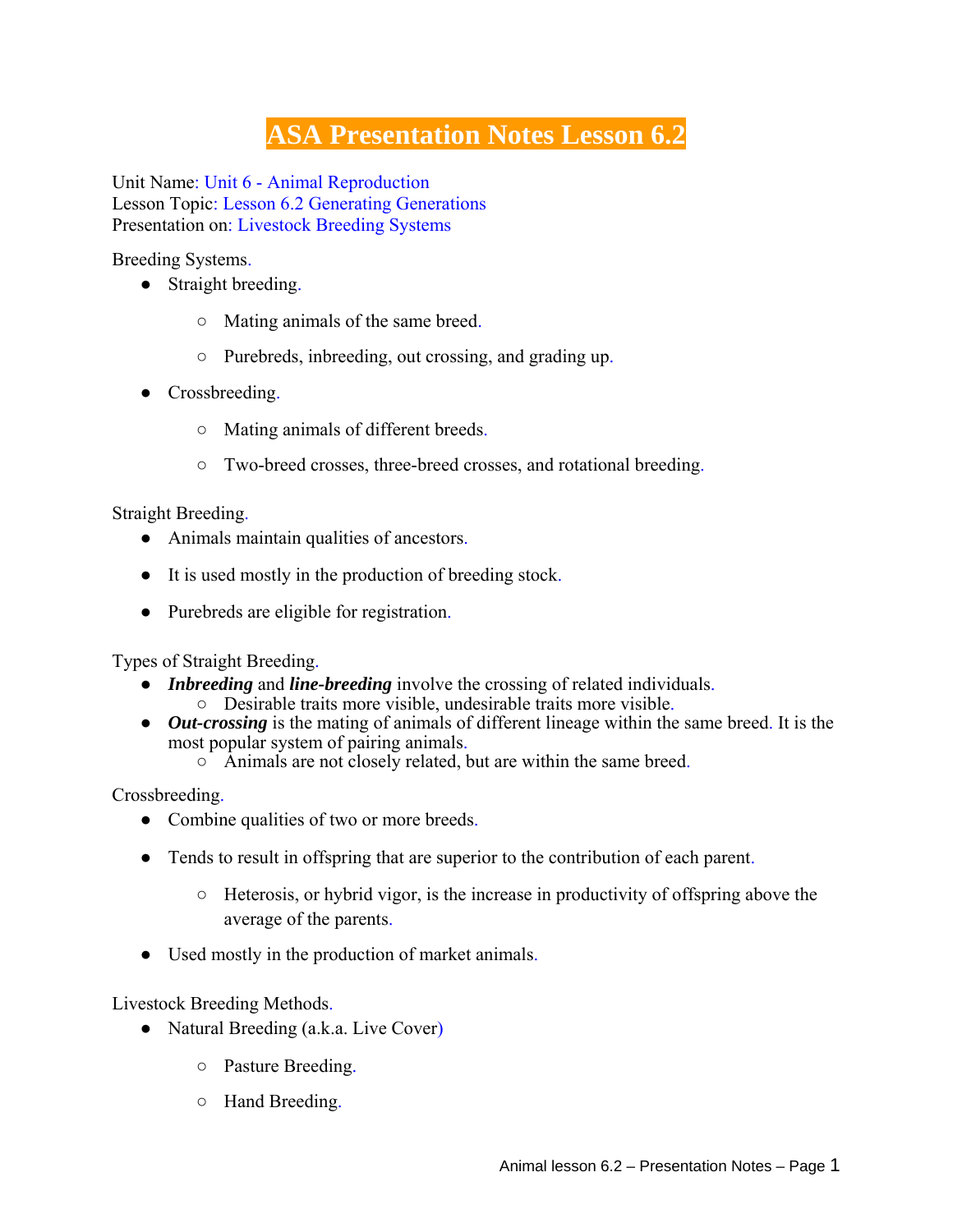# ASA Presentation Notes Lesson 6.2

Unit Name: Unit 6 - Animal Reproduction
Lesson Topic: Lesson 6.2 Generating Generations
Presentation on: Livestock Breeding Systems

Breeding Systems.

- Straight breeding.
  - Mating animals of the same breed.
  - Purebreds, inbreeding, out crossing, and grading up.
- Crossbreeding.
  - Mating animals of different breeds.
  - Two-breed crosses, three-breed crosses, and rotational breeding.

Straight Breeding.

- Animals maintain qualities of ancestors.
- It is used mostly in the production of breeding stock.
- Purebreds are eligible for registration.

Types of Straight Breeding.

- ***Inbreeding*** and ***line-breeding*** involve the crossing of related individuals.
  - Desirable traits more visible, undesirable traits more visible.
- ***Out-crossing*** is the mating of animals of different lineage within the same breed. It is the most popular system of pairing animals.
  - Animals are not closely related, but are within the same breed.

Crossbreeding.

- Combine qualities of two or more breeds.
- Tends to result in offspring that are superior to the contribution of each parent.
  - Heterosis, or hybrid vigor, is the increase in productivity of offspring above the average of the parents.
- Used mostly in the production of market animals.

Livestock Breeding Methods.

- Natural Breeding (a.k.a. Live Cover)
  - Pasture Breeding.
  - Hand Breeding.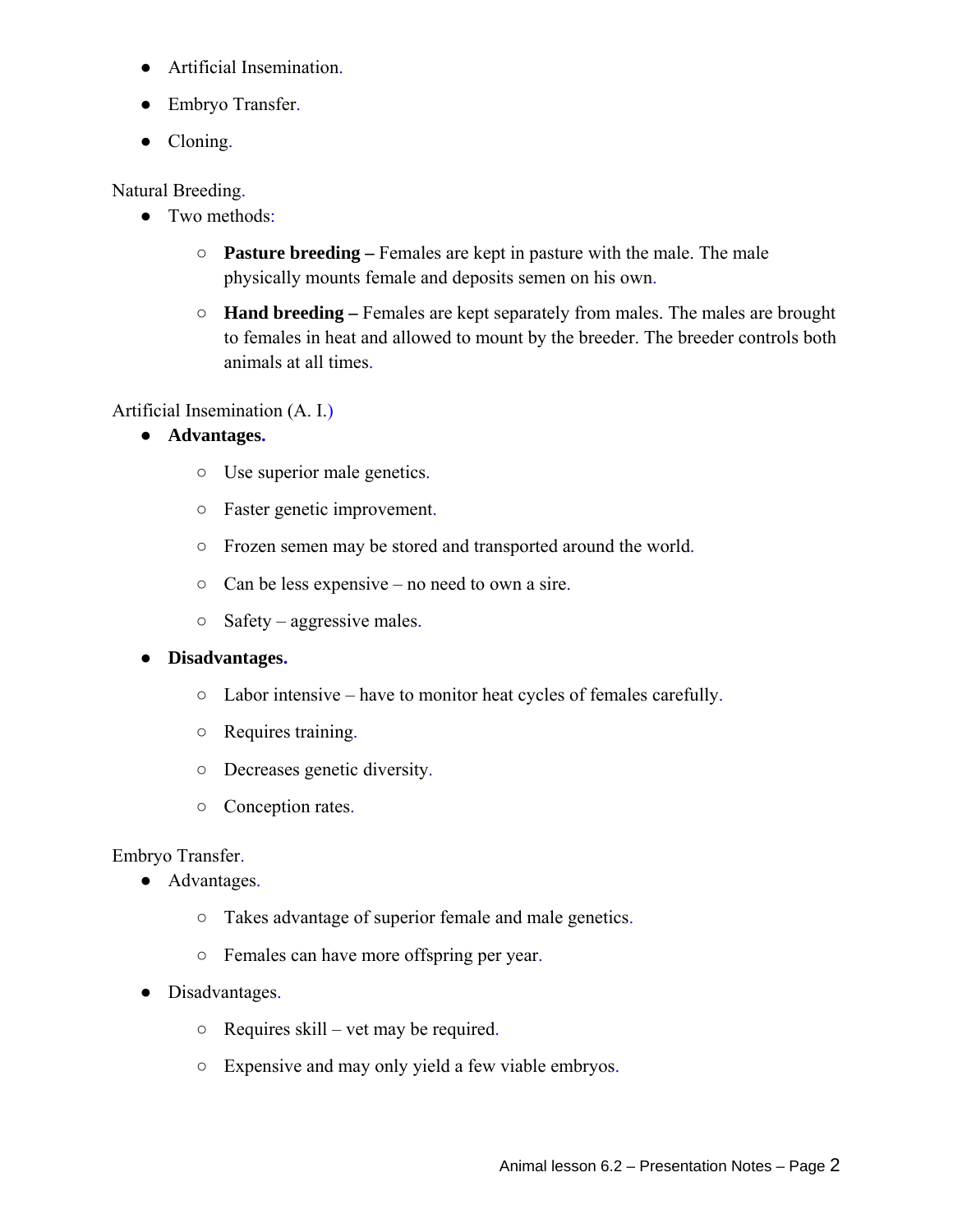- Artificial Insemination.
- Embryo Transfer.
- Cloning.

Natural Breeding.

- Two methods:
    - **Pasture breeding –** Females are kept in pasture with the male. The male physically mounts female and deposits semen on his own.
    - **Hand breeding –** Females are kept separately from males. The males are brought to females in heat and allowed to mount by the breeder. The breeder controls both animals at all times.

Artificial Insemination (A. I.)

- **Advantages.**
    - Use superior male genetics.
    - Faster genetic improvement.
    - Frozen semen may be stored and transported around the world.
    - Can be less expensive – no need to own a sire.
    - Safety – aggressive males.
- **Disadvantages.**
    - Labor intensive – have to monitor heat cycles of females carefully.
    - Requires training.
    - Decreases genetic diversity.
    - Conception rates.

Embryo Transfer.

- Advantages.
    - Takes advantage of superior female and male genetics.
    - Females can have more offspring per year.
- Disadvantages.
    - Requires skill – vet may be required.
    - Expensive and may only yield a few viable embryos.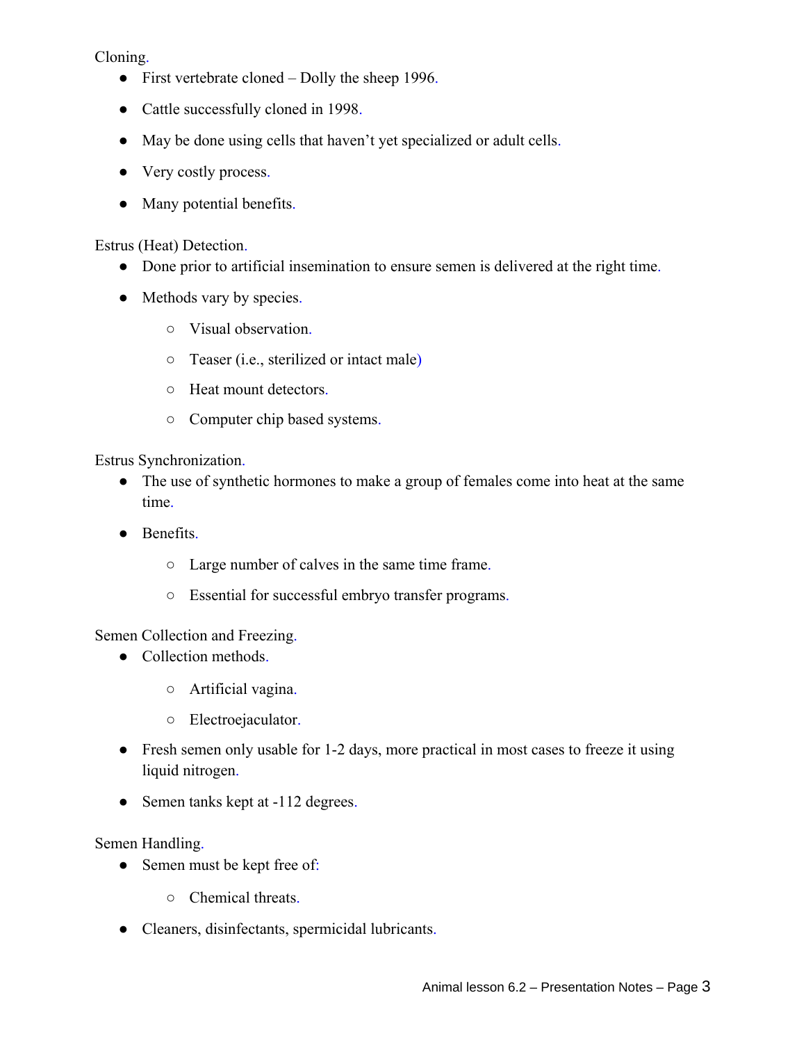Cloning.

- First vertebrate cloned – Dolly the sheep 1996.
- Cattle successfully cloned in 1998.
- May be done using cells that haven't yet specialized or adult cells.
- Very costly process.
- Many potential benefits.

Estrus (Heat) Detection.

- Done prior to artificial insemination to ensure semen is delivered at the right time.
- Methods vary by species.
  - Visual observation.
  - Teaser (i.e., sterilized or intact male)
  - Heat mount detectors.
  - Computer chip based systems.

Estrus Synchronization.

- The use of synthetic hormones to make a group of females come into heat at the same time.
- Benefits.
  - Large number of calves in the same time frame.
  - Essential for successful embryo transfer programs.

Semen Collection and Freezing.

- Collection methods.
  - Artificial vagina.
  - Electroejaculator.
- Fresh semen only usable for 1-2 days, more practical in most cases to freeze it using liquid nitrogen.
- Semen tanks kept at -112 degrees.

Semen Handling.

- Semen must be kept free of:
  - Chemical threats.
- Cleaners, disinfectants, spermicidal lubricants.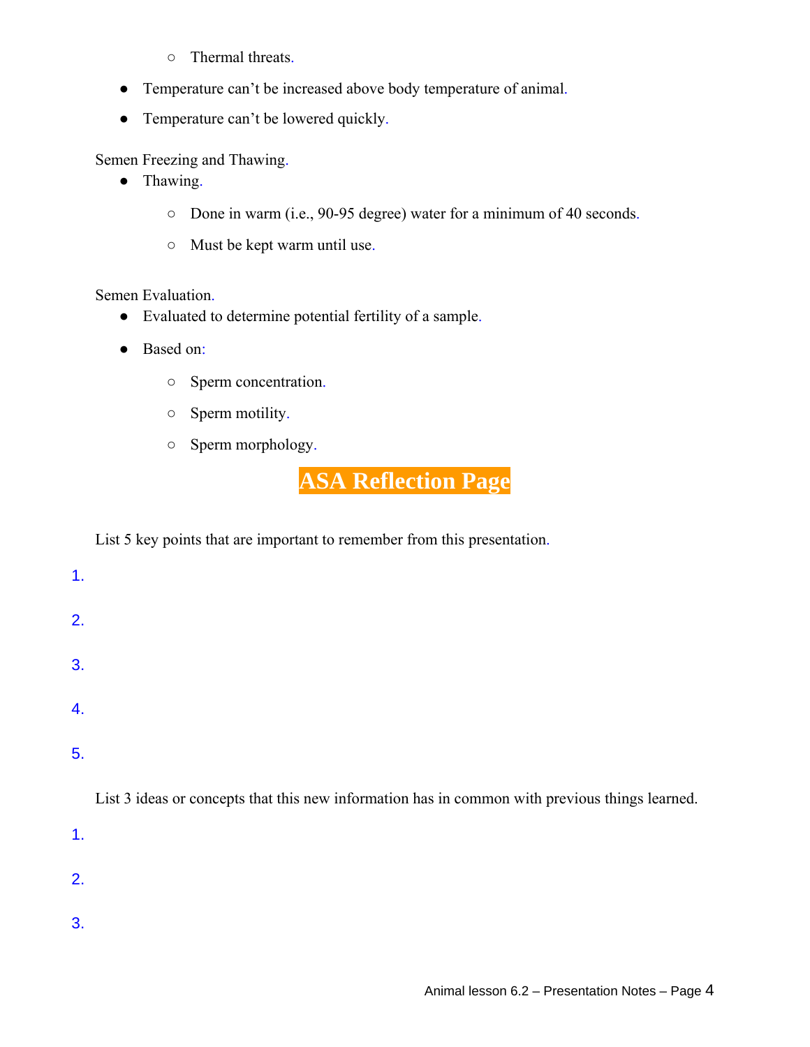- Thermal threats.

- Temperature can't be increased above body temperature of animal.
- Temperature can't be lowered quickly.

Semen Freezing and Thawing.

- Thawing.
  - Done in warm (i.e., 90-95 degree) water for a minimum of 40 seconds.
  - Must be kept warm until use.

Semen Evaluation.

- Evaluated to determine potential fertility of a sample.
- Based on:
  - Sperm concentration.
  - Sperm motility.
  - Sperm morphology.

## ASA Reflection Page

List 5 key points that are important to remember from this presentation.

1.
2.
3.
4.
5.

List 3 ideas or concepts that this new information has in common with previous things learned.

1.
2.
3.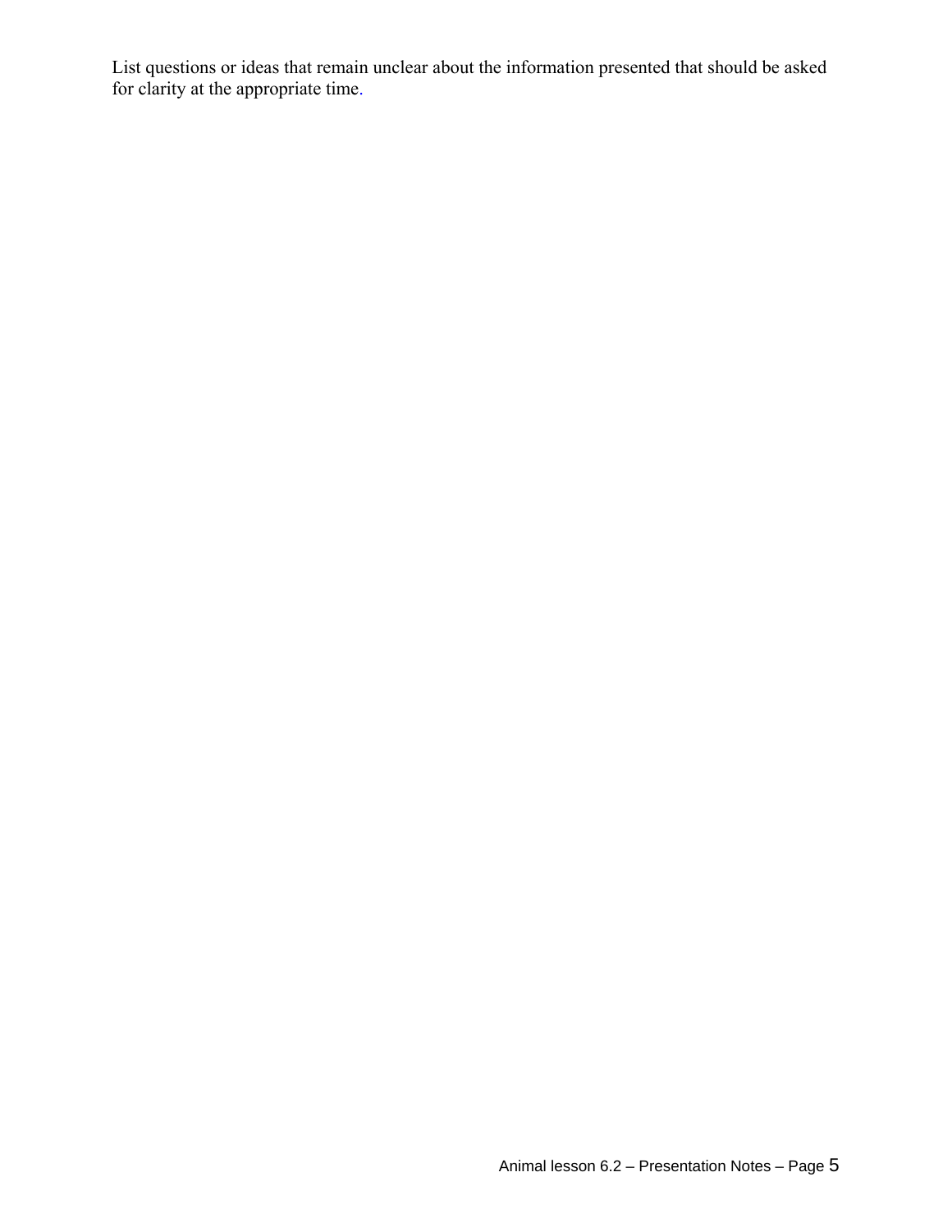List questions or ideas that remain unclear about the information presented that should be asked for clarity at the appropriate time.